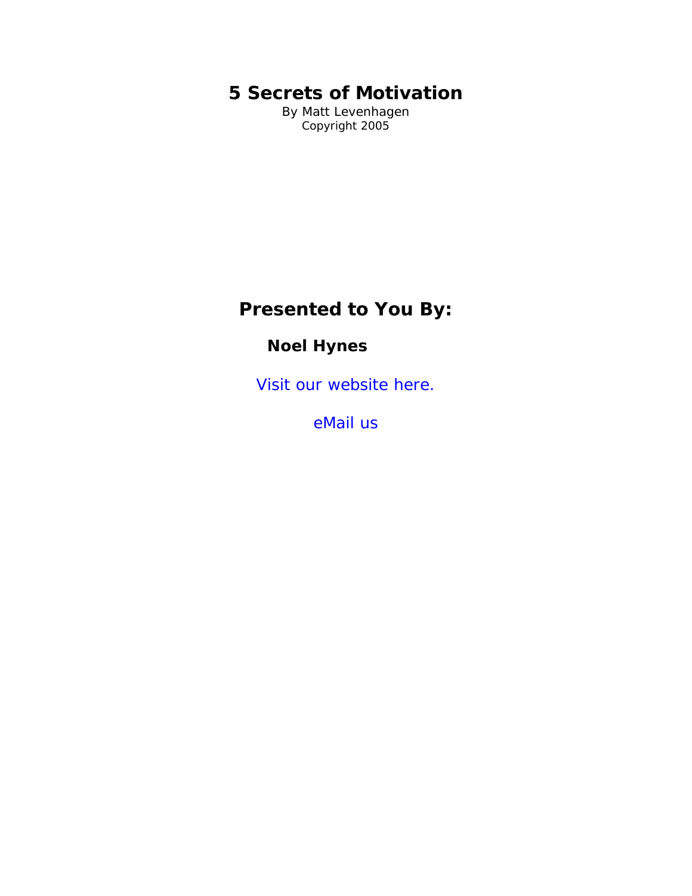# 5 Secrets of Motivation

By Matt Levenhagen

Copyright 2005

## Presented to You By:

### Noel Hynes

Visit our website here.

eMail us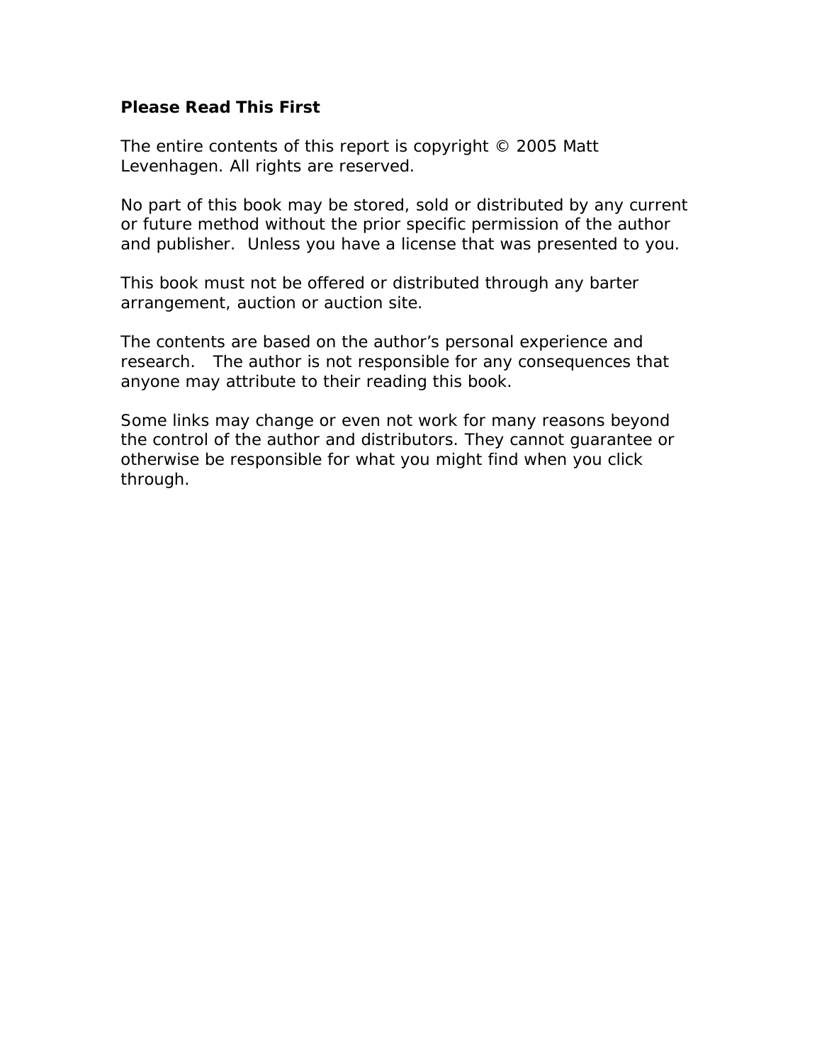**Please Read This First**

The entire contents of this report is copyright © 2005 Matt Levenhagen. All rights are reserved.

No part of this book may be stored, sold or distributed by any current or future method without the prior specific permission of the author and publisher. Unless you have a license that was presented to you.

This book must not be offered or distributed through any barter arrangement, auction or auction site.

The contents are based on the author's personal experience and research. The author is not responsible for any consequences that anyone may attribute to their reading this book.

Some links may change or even not work for many reasons beyond the control of the author and distributors. They cannot guarantee or otherwise be responsible for what you might find when you click through.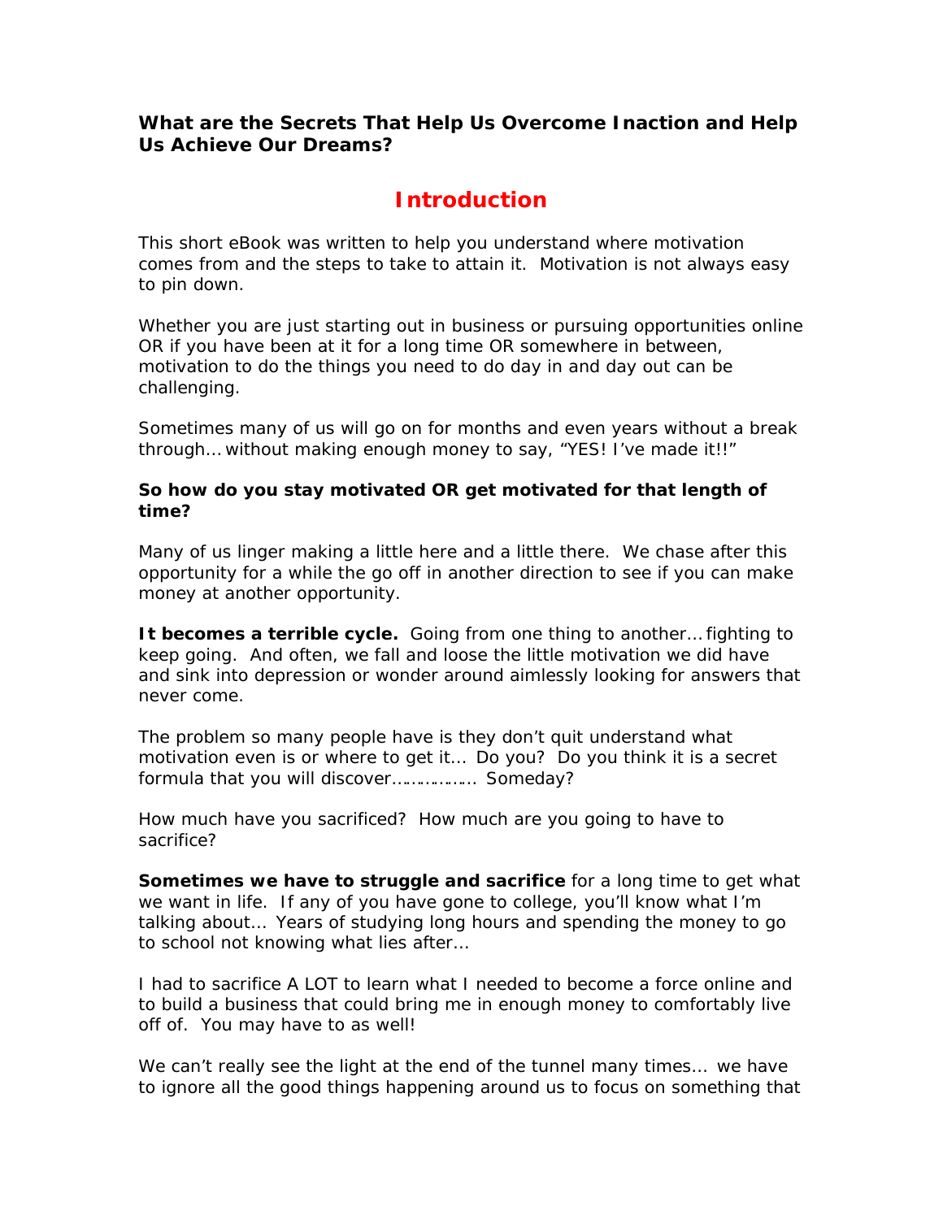**What are the Secrets That Help Us Overcome Inaction and Help Us Achieve Our Dreams?**

# Introduction

This short eBook was written to help you understand where motivation comes from and the steps to take to attain it. Motivation is not always easy to pin down.

Whether you are just starting out in business or pursuing opportunities online OR if you have been at it for a long time OR somewhere in between, motivation to do the things you need to do day in and day out can be challenging.

Sometimes many of us will go on for months and even years without a break through… without making enough money to say, "YES! I've made it!!"

**So how do you stay motivated OR get motivated for that length of time?**

Many of us linger making a little here and a little there. We chase after this opportunity for a while the go off in another direction to see if you can make money at another opportunity.

**It becomes a terrible cycle.** Going from one thing to another… fighting to keep going. And often, we fall and loose the little motivation we did have and sink into depression or wonder around aimlessly looking for answers that never come.

The problem so many people have is they don't quit understand what motivation even is or where to get it… Do you? Do you think it is a secret formula that you will discover……………… Someday?

How much have you sacrificed? How much are you going to have to sacrifice?

**Sometimes we have to struggle and sacrifice** for a long time to get what we want in life. If any of you have gone to college, you'll know what I'm talking about… Years of studying long hours and spending the money to go to school not knowing what lies after…

I had to sacrifice A LOT to learn what I needed to become a force online and to build a business that could bring me in enough money to comfortably live off of. You may have to as well!

We can't really see the light at the end of the tunnel many times… we have to ignore all the good things happening around us to focus on something that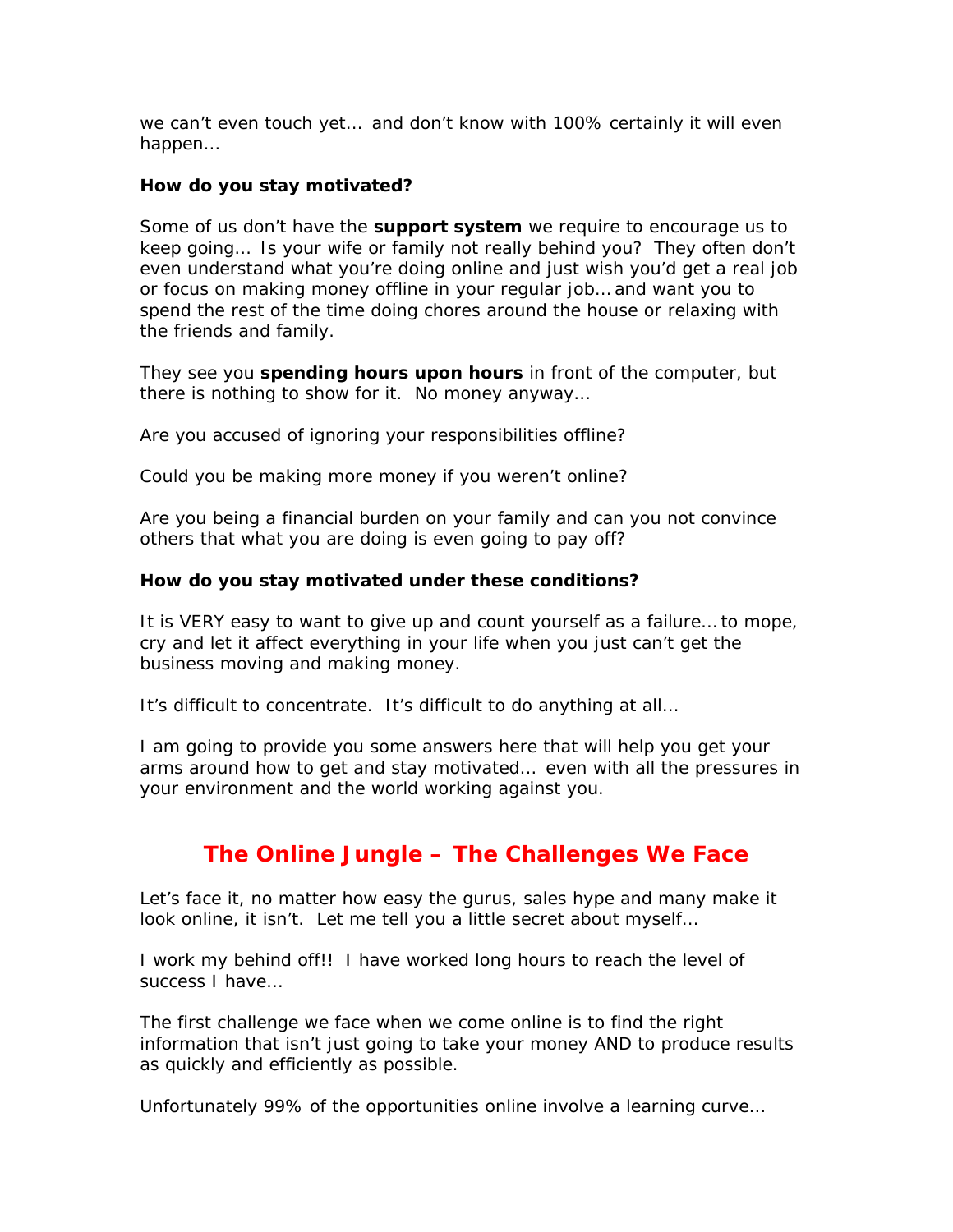we can't even touch yet… and don't know with 100% certainly it will even happen…

**How do you stay motivated?**

Some of us don't have the **support system** we require to encourage us to keep going… Is your wife or family not really behind you? They often don't even understand what you're doing online and just wish you'd get a real job or focus on making money offline in your regular job… and want you to spend the rest of the time doing chores around the house or relaxing with the friends and family.

They see you **spending hours upon hours** in front of the computer, but there is nothing to show for it. No money anyway…

Are you accused of ignoring your responsibilities offline?

Could you be making more money if you weren't online?

Are you being a financial burden on your family and can you not convince others that what you are doing is even going to pay off?

**How do you stay motivated under these conditions?**

It is VERY easy to want to give up and count yourself as a failure… to mope, cry and let it affect everything in your life when you just can't get the business moving and making money.

It's difficult to concentrate. It's difficult to do anything at all…

I am going to provide you some answers here that will help you get your arms around how to get and stay motivated… even with all the pressures in your environment and the world working against you.

## The Online Jungle – The Challenges We Face

Let's face it, no matter how easy the gurus, sales hype and many make it look online, it isn't. Let me tell you a little secret about myself…

I work my behind off!! I have worked long hours to reach the level of success I have…

The first challenge we face when we come online is to find the right information that isn't just going to take your money AND to produce results as quickly and efficiently as possible.

Unfortunately 99% of the opportunities online involve a learning curve…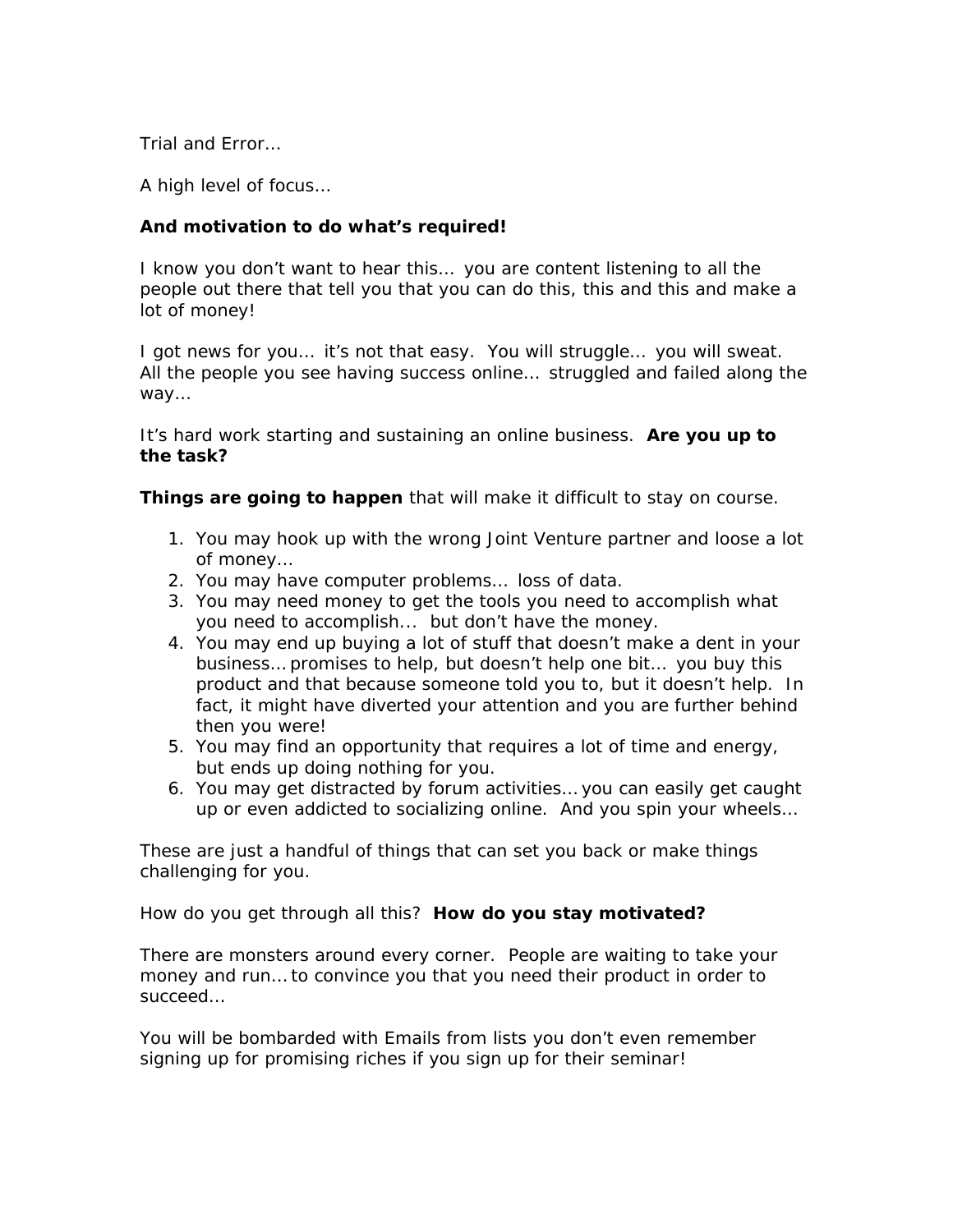Trial and Error…

A high level of focus…

**And motivation to do what's required!**

I know you don't want to hear this… you are content listening to all the people out there that tell you that you can do this, this and this and make a lot of money!

I got news for you… it's not that easy. You will struggle… you will sweat. All the people you see having success online… struggled and failed along the way…

It's hard work starting and sustaining an online business. **Are you up to the task?**

**Things are going to happen** that will make it difficult to stay on course.

1. You may hook up with the wrong Joint Venture partner and loose a lot of money…
2. You may have computer problems… loss of data.
3. You may need money to get the tools you need to accomplish what you need to accomplish… but don't have the money.
4. You may end up buying a lot of stuff that doesn't make a dent in your business… promises to help, but doesn't help one bit… you buy this product and that because someone told you to, but it doesn't help. In fact, it might have diverted your attention and you are further behind then you were!
5. You may find an opportunity that requires a lot of time and energy, but ends up doing nothing for you.
6. You may get distracted by forum activities… you can easily get caught up or even addicted to socializing online. And you spin your wheels…

These are just a handful of things that can set you back or make things challenging for you.

How do you get through all this? **How do you stay motivated?**

There are monsters around every corner. People are waiting to take your money and run… to convince you that you need their product in order to succeed…

You will be bombarded with Emails from lists you don't even remember signing up for promising riches if you sign up for their seminar!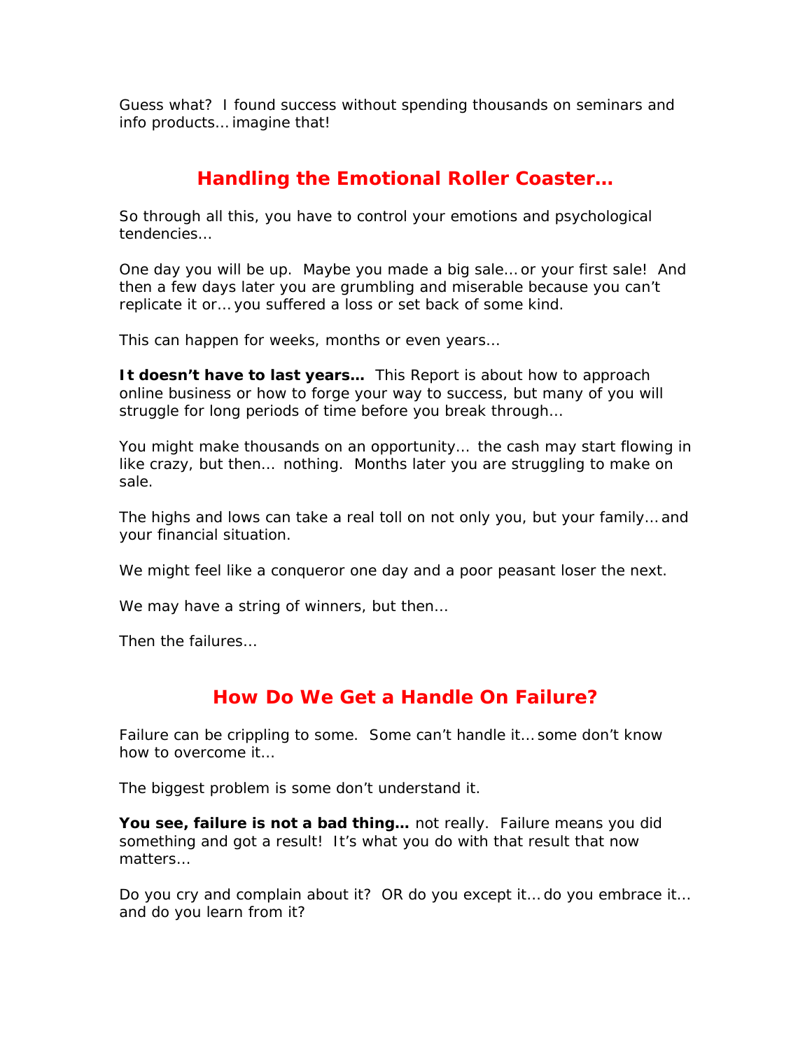Guess what? I found success without spending thousands on seminars and info products… imagine that!

## Handling the Emotional Roller Coaster…

So through all this, you have to control your emotions and psychological tendencies…

One day you will be up. Maybe you made a big sale… or your first sale! And then a few days later you are grumbling and miserable because you can't replicate it or… you suffered a loss or set back of some kind.

This can happen for weeks, months or even years…

**It doesn't have to last years…** This Report is about how to approach online business or how to forge your way to success, but many of you will struggle for long periods of time before you break through…

You might make thousands on an opportunity… the cash may start flowing in like crazy, but then… nothing. Months later you are struggling to make on sale.

The highs and lows can take a real toll on not only you, but your family… and your financial situation.

We might feel like a conqueror one day and a poor peasant loser the next.

We may have a string of winners, but then…

Then the failures…

## How Do We Get a Handle On Failure?

Failure can be crippling to some. Some can't handle it… some don't know how to overcome it…

The biggest problem is some don't understand it.

**You see, failure is not a bad thing…** not really. Failure means you did something and got a result! It's what you do with that result that now matters…

Do you cry and complain about it? OR do you except it… do you embrace it… and do you learn from it?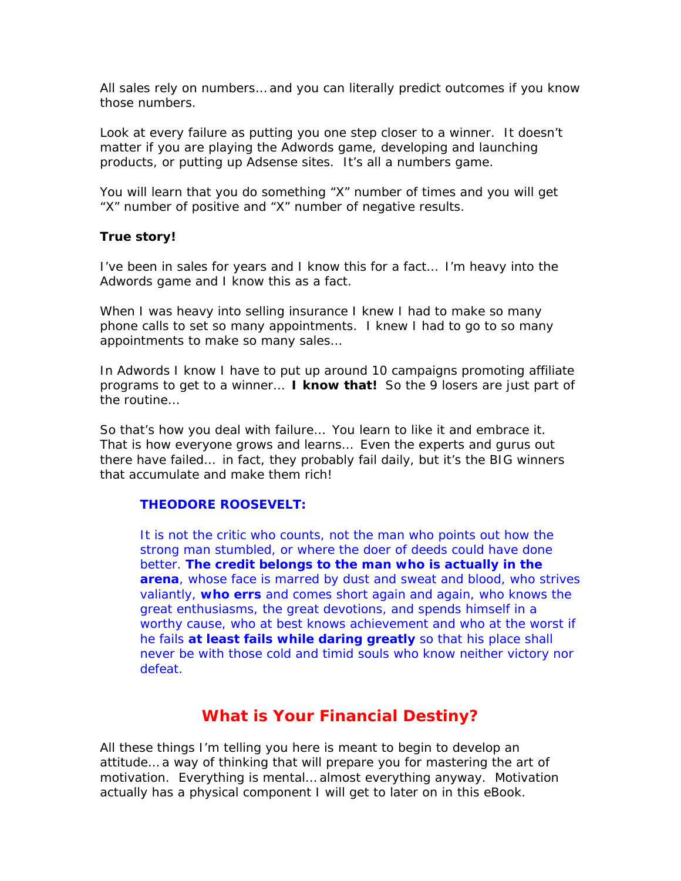All sales rely on numbers… and you can literally predict outcomes if you know those numbers.

Look at every failure as putting you one step closer to a winner. It doesn't matter if you are playing the Adwords game, developing and launching products, or putting up Adsense sites. It's all a numbers game.

You will learn that you do something "X" number of times and you will get "X" number of positive and "X" number of negative results.

**True story!**

I've been in sales for years and I know this for a fact… I'm heavy into the Adwords game and I know this as a fact.

When I was heavy into selling insurance I knew I had to make so many phone calls to set so many appointments. I knew I had to go to so many appointments to make so many sales…

In Adwords I know I have to put up around 10 campaigns promoting affiliate programs to get to a winner… **I know that!** So the 9 losers are just part of the routine…

So that's how you deal with failure… You learn to like it and embrace it. That is how everyone grows and learns… Even the experts and gurus out there have failed… in fact, they probably fail daily, but it's the BIG winners that accumulate and make them rich!

> **THEODORE ROOSEVELT:**
>
> It is not the critic who counts, not the man who points out how the strong man stumbled, or where the doer of deeds could have done better. **The credit belongs to the man who is actually in the arena**, whose face is marred by dust and sweat and blood, who strives valiantly, **who errs** and comes short again and again, who knows the great enthusiasms, the great devotions, and spends himself in a worthy cause, who at best knows achievement and who at the worst if he fails **at least fails while daring greatly** so that his place shall never be with those cold and timid souls who know neither victory nor defeat.

## What is Your Financial Destiny?

All these things I'm telling you here is meant to begin to develop an attitude… a way of thinking that will prepare you for mastering the art of motivation. Everything is mental… almost everything anyway. Motivation actually has a physical component I will get to later on in this eBook.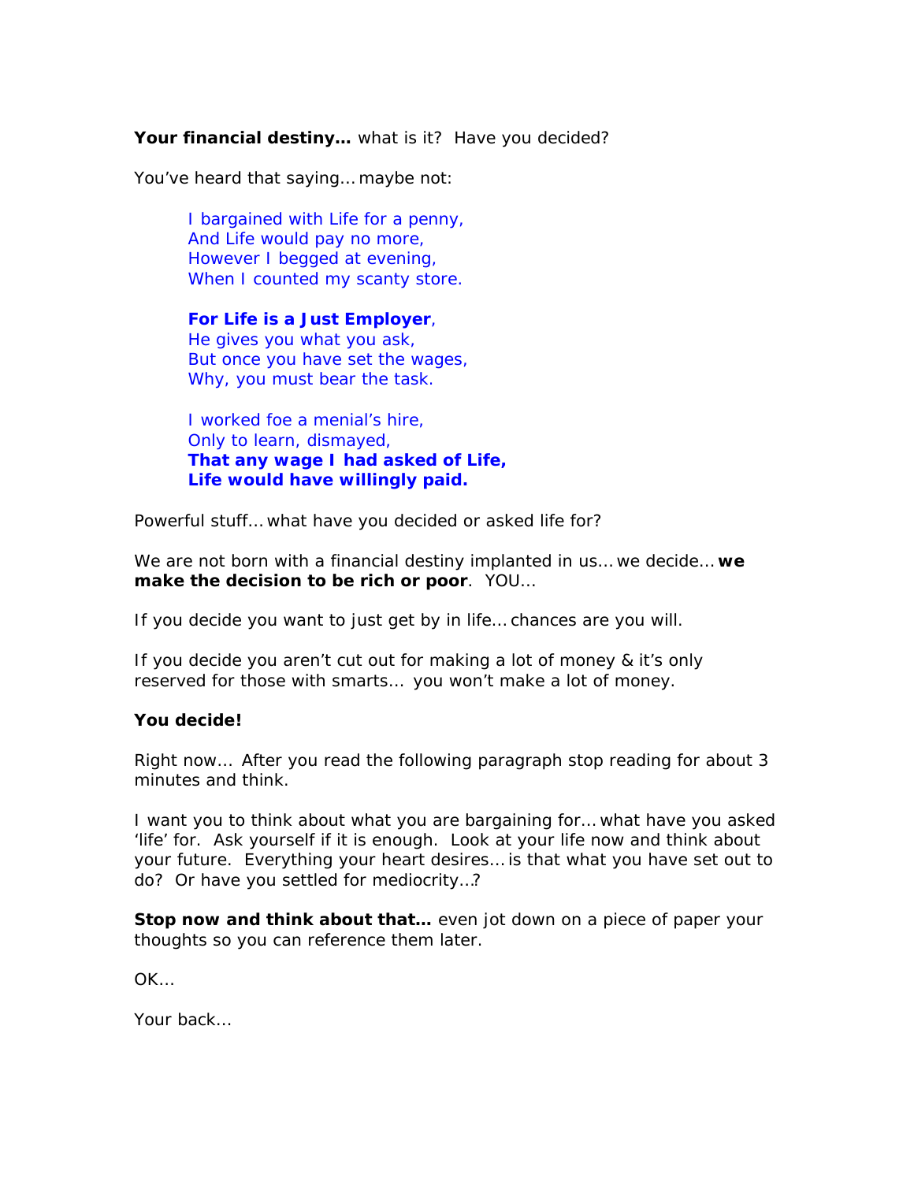**Your financial destiny…** what is it? Have you decided?

You've heard that saying… maybe not:

> I bargained with Life for a penny,
> And Life would pay no more,
> However I begged at evening,
> When I counted my scanty store.
>
> **For Life is a Just Employer**,
> He gives you what you ask,
> But once you have set the wages,
> Why, you must bear the task.
>
> I worked foe a menial's hire,
> Only to learn, dismayed,
> **That any wage I had asked of Life,**
> **Life would have willingly paid.**

Powerful stuff… what have you decided or asked life for?

We are not born with a financial destiny implanted in us… we decide… **we make the decision to be rich or poor**. YOU…

If you decide you want to just get by in life… chances are you will.

If you decide you aren't cut out for making a lot of money & it's only reserved for those with smarts… you won't make a lot of money.

**You decide!**

Right now… After you read the following paragraph stop reading for about 3 minutes and think.

I want you to think about what you are bargaining for… what have you asked 'life' for. Ask yourself if it is enough. Look at your life now and think about your future. Everything your heart desires… is that what you have set out to do? Or have you settled for mediocrity…?

**Stop now and think about that…** even jot down on a piece of paper your thoughts so you can reference them later.

OK…

Your back…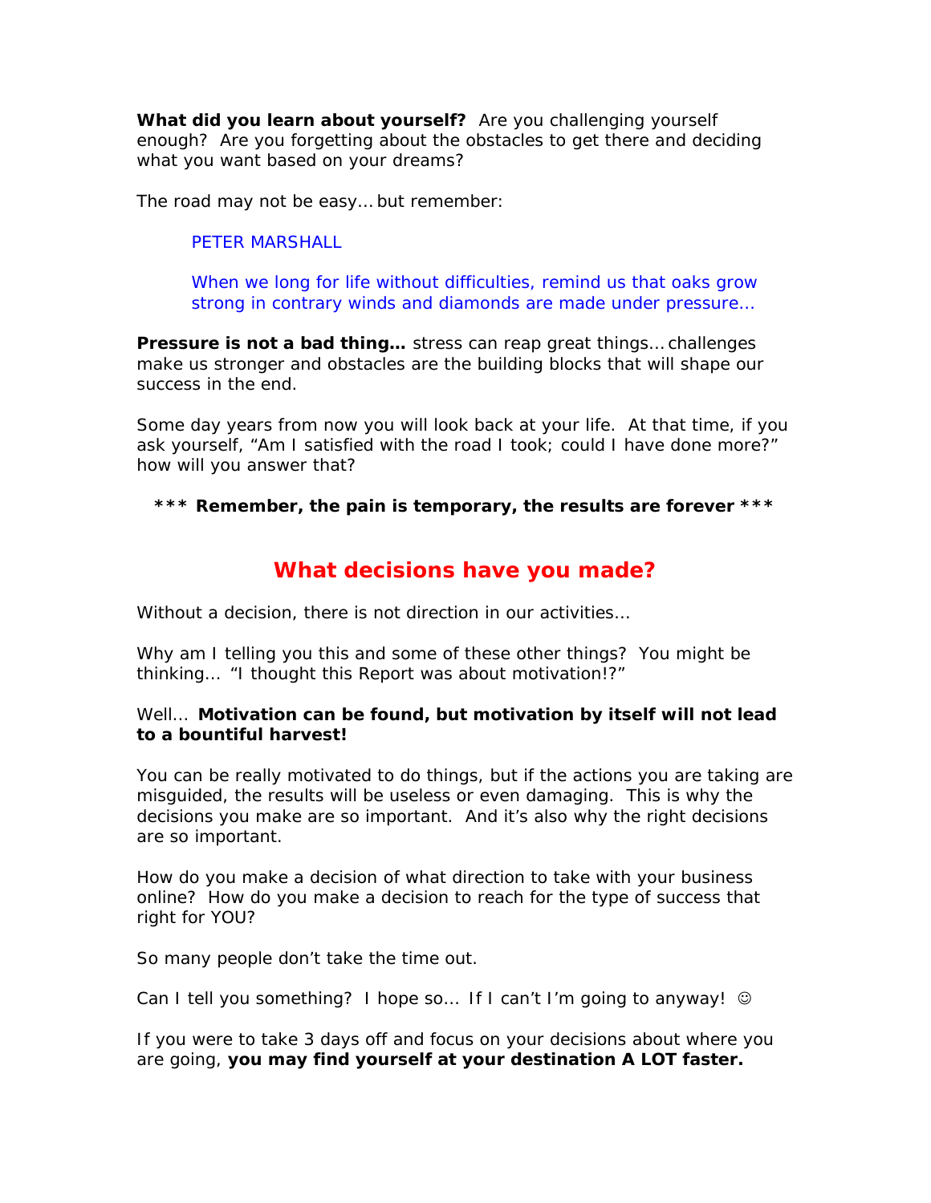**What did you learn about yourself?** Are you challenging yourself enough? Are you forgetting about the obstacles to get there and deciding what you want based on your dreams?

The road may not be easy… but remember:

> PETER MARSHALL
>
> When we long for life without difficulties, remind us that oaks grow strong in contrary winds and diamonds are made under pressure…

**Pressure is not a bad thing…** stress can reap great things… challenges make us stronger and obstacles are the building blocks that will shape our success in the end.

Some day years from now you will look back at your life. At that time, if you ask yourself, "Am I satisfied with the road I took; could I have done more?" how will you answer that?

**\*\*\* Remember, the pain is temporary, the results are forever \*\*\***

## What decisions have you made?

Without a decision, there is not direction in our activities…

Why am I telling you this and some of these other things? You might be thinking… "I thought this Report was about motivation!?"

Well… **Motivation can be found, but motivation by itself will not lead to a bountiful harvest!**

You can be really motivated to do things, but if the actions you are taking are misguided, the results will be useless or even damaging. This is why the decisions you make are so important. And it's also why the right decisions are so important.

How do you make a decision of what direction to take with your business online? How do you make a decision to reach for the type of success that right for YOU?

So many people don't take the time out.

Can I tell you something? I hope so… If I can't I'm going to anyway! ☺

If you were to take 3 days off and focus on your decisions about where you are going, **you may find yourself at your destination A LOT faster.**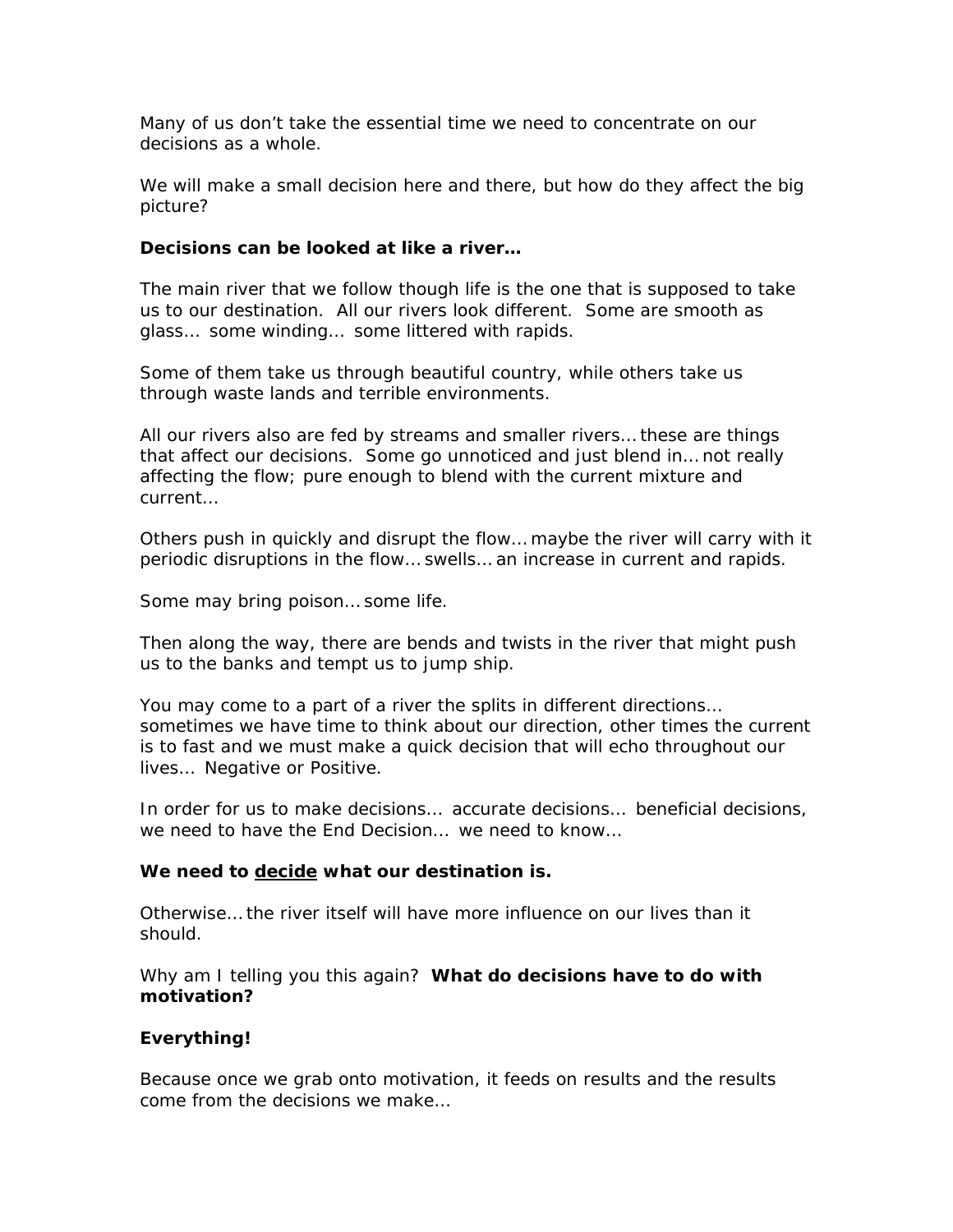Many of us don't take the essential time we need to concentrate on our decisions as a whole.

We will make a small decision here and there, but how do they affect the big picture?

**Decisions can be looked at like a river…**

The main river that we follow though life is the one that is supposed to take us to our destination. All our rivers look different. Some are smooth as glass… some winding… some littered with rapids.

Some of them take us through beautiful country, while others take us through waste lands and terrible environments.

All our rivers also are fed by streams and smaller rivers… these are things that affect our decisions. Some go unnoticed and just blend in… not really affecting the flow; pure enough to blend with the current mixture and current…

Others push in quickly and disrupt the flow… maybe the river will carry with it periodic disruptions in the flow… swells… an increase in current and rapids.

Some may bring poison… some life.

Then along the way, there are bends and twists in the river that might push us to the banks and tempt us to jump ship.

You may come to a part of a river the splits in different directions… sometimes we have time to think about our direction, other times the current is to fast and we must make a quick decision that will echo throughout our lives… Negative or Positive.

In order for us to make decisions… accurate decisions… beneficial decisions, we need to have the End Decision… we need to know…

**We need to <u>decide</u> what our destination is.**

Otherwise… the river itself will have more influence on our lives than it should.

Why am I telling you this again? **What do decisions have to do with motivation?**

**Everything!**

Because once we grab onto motivation, it feeds on results and the results come from the decisions we make…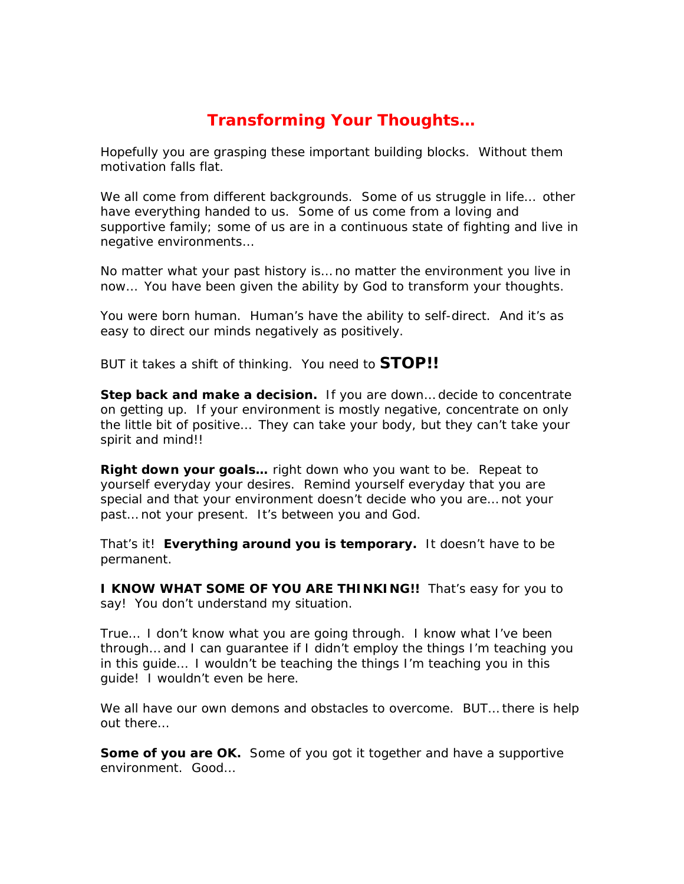# Transforming Your Thoughts…

Hopefully you are grasping these important building blocks. Without them motivation falls flat.

We all come from different backgrounds. Some of us struggle in life… other have everything handed to us. Some of us come from a loving and supportive family; some of us are in a continuous state of fighting and live in negative environments…

No matter what your past history is… no matter the environment you live in now… You have been given the ability by God to transform your thoughts.

You were born human. Human's have the ability to self-direct. And it's as easy to direct our minds negatively as positively.

BUT it takes a shift of thinking. You need to **STOP!!**

**Step back and make a decision.** If you are down… decide to concentrate on getting up. If your environment is mostly negative, concentrate on only the little bit of positive… They can take your body, but they can't take your spirit and mind!!

**Right down your goals…** right down who you want to be. Repeat to yourself everyday your desires. Remind yourself everyday that you are special and that your environment doesn't decide who you are… not your past… not your present. It's between you and God.

That's it! **Everything around you is temporary.** It doesn't have to be permanent.

**I KNOW WHAT SOME OF YOU ARE THINKING!!** That's easy for you to say! You don't understand my situation.

True… I don't know what you are going through. I know what I've been through… and I can guarantee if I didn't employ the things I'm teaching you in this guide… I wouldn't be teaching the things I'm teaching you in this guide! I wouldn't even be here.

We all have our own demons and obstacles to overcome. BUT… there is help out there…

**Some of you are OK.** Some of you got it together and have a supportive environment. Good…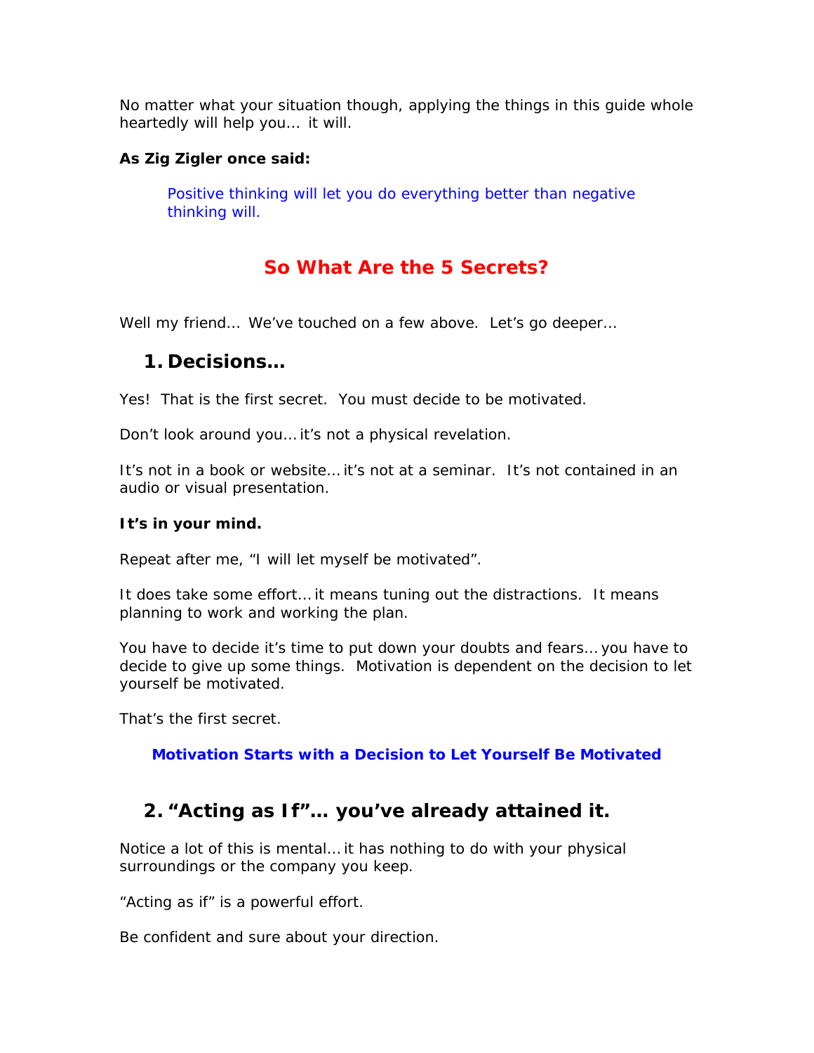No matter what your situation though, applying the things in this guide whole heartedly will help you… it will.

**As Zig Zigler once said:**

> Positive thinking will let you do everything better than negative thinking will.

## So What Are the 5 Secrets?

Well my friend… We've touched on a few above. Let's go deeper…

### 1. Decisions…

Yes! That is the first secret. You must decide to be motivated.

Don't look around you… it's not a physical revelation.

It's not in a book or website… it's not at a seminar. It's not contained in an audio or visual presentation.

**It's in your mind.**

Repeat after me, "I will let myself be motivated".

It does take some effort… it means tuning out the distractions. It means planning to work and working the plan.

You have to decide it's time to put down your doubts and fears… you have to decide to give up some things. Motivation is dependent on the decision to let yourself be motivated.

That's the first secret.

**Motivation Starts with a Decision to Let Yourself Be Motivated**

### 2. "Acting as If"… you've already attained it.

Notice a lot of this is mental… it has nothing to do with your physical surroundings or the company you keep.

"Acting as if" is a powerful effort.

Be confident and sure about your direction.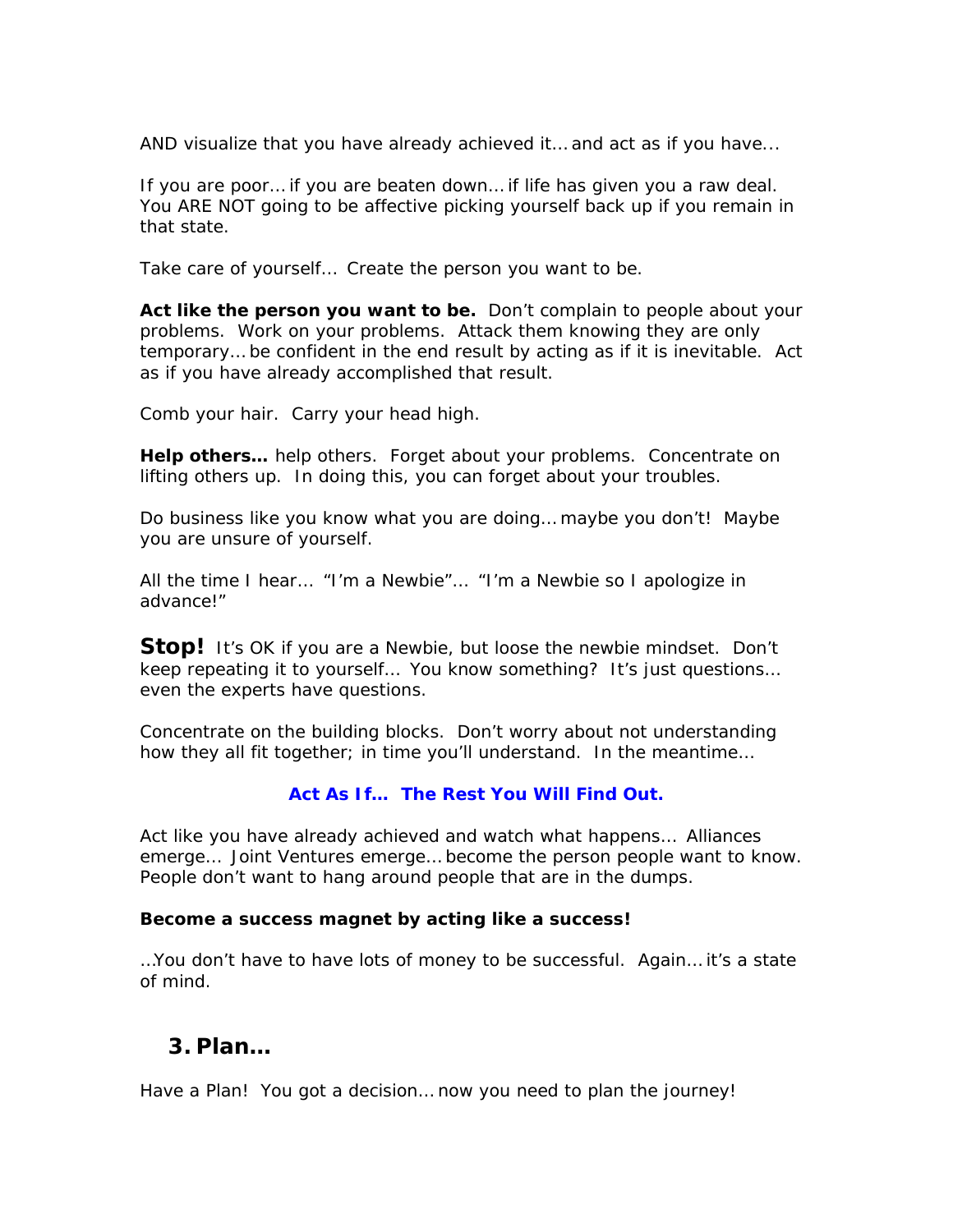AND visualize that you have already achieved it… and act as if you have...

If you are poor… if you are beaten down… if life has given you a raw deal. You ARE NOT going to be affective picking yourself back up if you remain in that state.

Take care of yourself… Create the person you want to be.

**Act like the person you want to be.** Don't complain to people about your problems. Work on your problems. Attack them knowing they are only temporary… be confident in the end result by acting as if it is inevitable. Act as if you have already accomplished that result.

Comb your hair. Carry your head high.

**Help others…** help others. Forget about your problems. Concentrate on lifting others up. In doing this, you can forget about your troubles.

Do business like you know what you are doing… maybe you don't! Maybe you are unsure of yourself.

All the time I hear… "I'm a Newbie"… "I'm a Newbie so I apologize in advance!"

**Stop!** It's OK if you are a Newbie, but loose the newbie mindset. Don't keep repeating it to yourself… You know something? It's just questions… even the experts have questions.

Concentrate on the building blocks. Don't worry about not understanding how they all fit together; in time you'll understand. In the meantime…

**Act As If… The Rest You Will Find Out.**

Act like you have already achieved and watch what happens… Alliances emerge… Joint Ventures emerge… become the person people want to know. People don't want to hang around people that are in the dumps.

**Become a success magnet by acting like a success!**

…You don't have to have lots of money to be successful. Again… it's a state of mind.

## 3. Plan…

Have a Plan! You got a decision… now you need to plan the journey!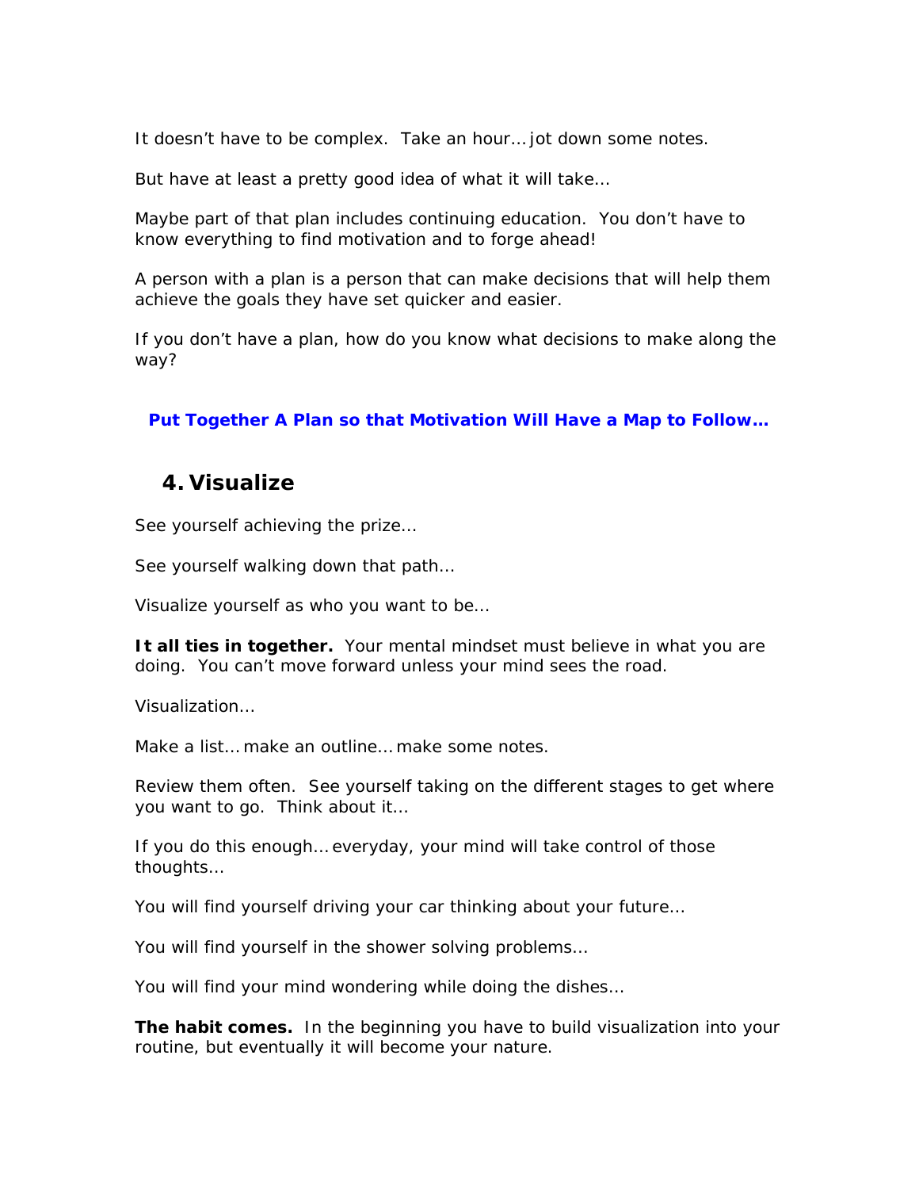It doesn't have to be complex. Take an hour… jot down some notes.

But have at least a pretty good idea of what it will take…

Maybe part of that plan includes continuing education. You don't have to know everything to find motivation and to forge ahead!

A person with a plan is a person that can make decisions that will help them achieve the goals they have set quicker and easier.

If you don't have a plan, how do you know what decisions to make along the way?

**Put Together A Plan so that Motivation Will Have a Map to Follow…**

## 4. Visualize

See yourself achieving the prize…

See yourself walking down that path…

Visualize yourself as who you want to be…

**It all ties in together.** Your mental mindset must believe in what you are doing. You can't move forward unless your mind sees the road.

Visualization…

Make a list… make an outline… make some notes.

Review them often. See yourself taking on the different stages to get where you want to go. Think about it…

If you do this enough… everyday, your mind will take control of those thoughts…

You will find yourself driving your car thinking about your future…

You will find yourself in the shower solving problems…

You will find your mind wondering while doing the dishes…

**The habit comes.** In the beginning you have to build visualization into your routine, but eventually it will become your nature.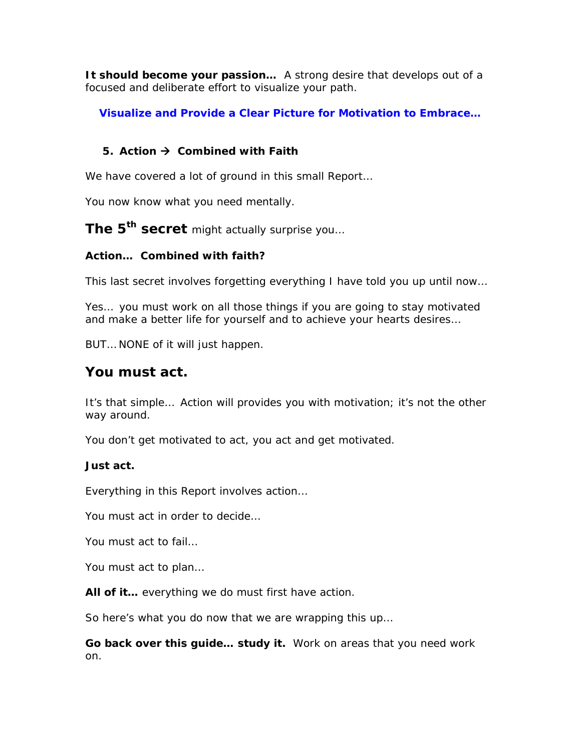**It should become your passion…** A strong desire that develops out of a focused and deliberate effort to visualize your path.

**Visualize and Provide a Clear Picture for Motivation to Embrace…**

5. **Action → Combined with Faith**

We have covered a lot of ground in this small Report…

You now know what you need mentally.

**The 5th secret** might actually surprise you…

**Action… Combined with faith?**

This last secret involves forgetting everything I have told you up until now…

Yes… you must work on all those things if you are going to stay motivated and make a better life for yourself and to achieve your hearts desires…

BUT… NONE of it will just happen.

## You must act.

It's that simple… Action will provides you with motivation; it's not the other way around.

You don't get motivated to act, you act and get motivated.

**Just act.**

Everything in this Report involves action…

You must act in order to decide…

You must act to fail…

You must act to plan…

**All of it…** everything we do must first have action.

So here's what you do now that we are wrapping this up…

**Go back over this guide… study it.** Work on areas that you need work on.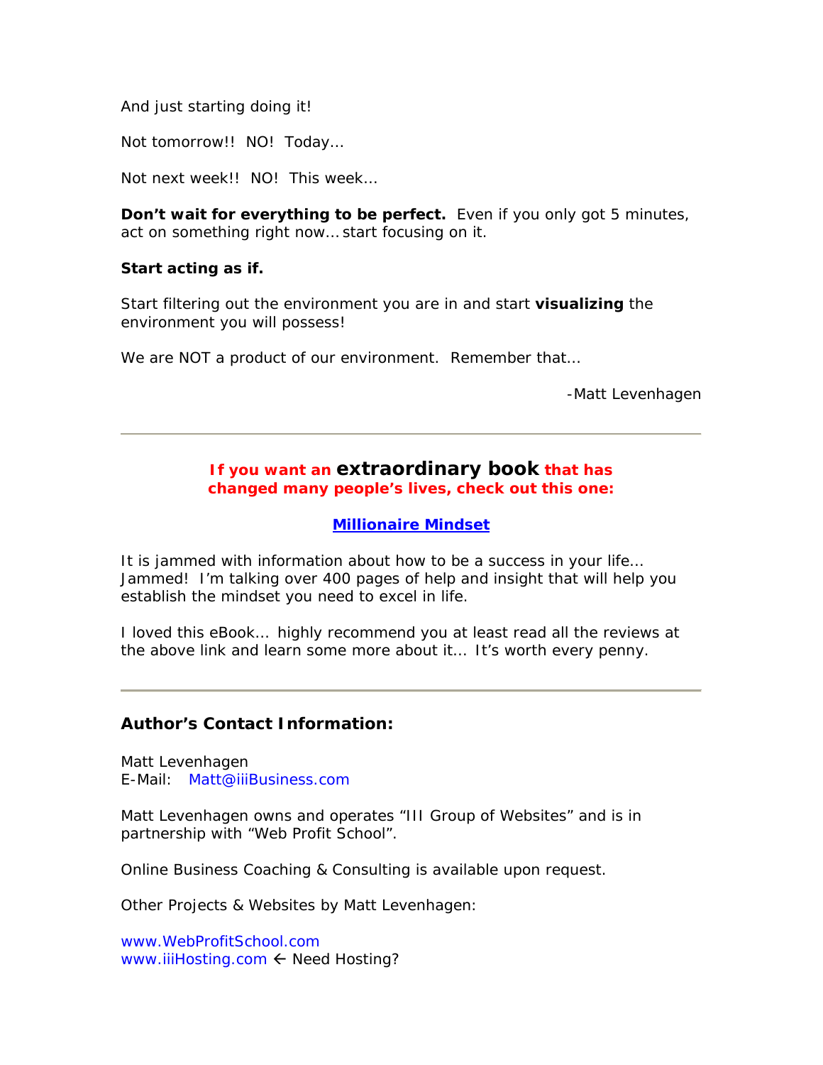And just starting doing it!

Not tomorrow!! NO! Today…

Not next week!! NO! This week…

**Don't wait for everything to be perfect.** Even if you only got 5 minutes, act on something right now… start focusing on it.

**Start acting as if.**

Start filtering out the environment you are in and start **visualizing** the environment you will possess!

We are NOT a product of our environment. Remember that…

-Matt Levenhagen

---

**If you want an extraordinary book that has changed many people's lives, check out this one:**

**Millionaire Mindset**

It is jammed with information about how to be a success in your life… Jammed! I'm talking over 400 pages of help and insight that will help you establish the mindset you need to excel in life.

I loved this eBook… highly recommend you at least read all the reviews at the above link and learn some more about it… It's worth every penny.

---

### Author's Contact Information:

Matt Levenhagen
E-Mail: Matt@iiiBusiness.com

Matt Levenhagen owns and operates "III Group of Websites" and is in partnership with "Web Profit School".

Online Business Coaching & Consulting is available upon request.

Other Projects & Websites by Matt Levenhagen:

www.WebProfitSchool.com
www.iiiHosting.com ← Need Hosting?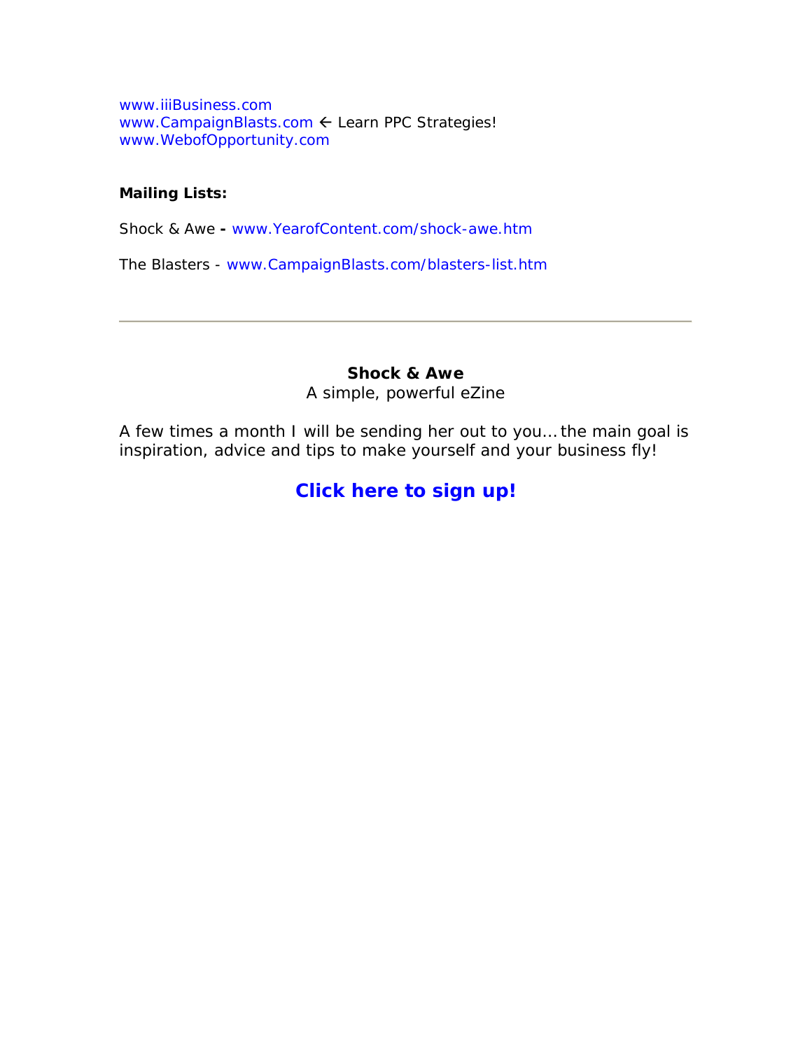www.iiiBusiness.com
www.CampaignBlasts.com ← Learn PPC Strategies!
www.WebofOpportunity.com

**Mailing Lists:**

Shock & Awe **-** www.YearofContent.com/shock-awe.htm

The Blasters - www.CampaignBlasts.com/blasters-list.htm

---

**Shock & Awe**
A simple, powerful eZine

A few times a month I will be sending her out to you… the main goal is inspiration, advice and tips to make yourself and your business fly!

**Click here to sign up!**